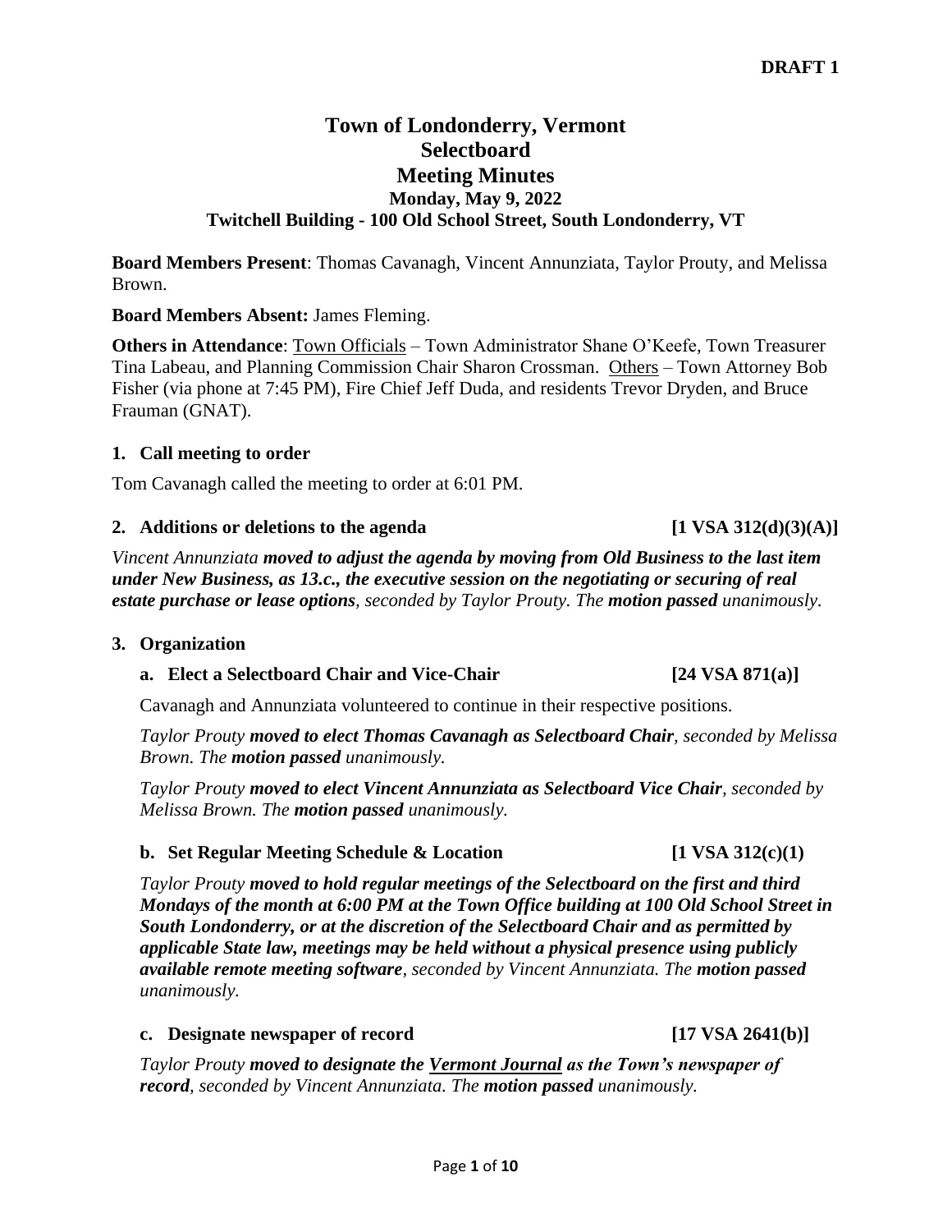**DRAFT 1**

# Town of Londonderry, Vermont
# Selectboard
# Meeting Minutes
### Monday, May 9, 2022
### Twitchell Building - 100 Old School Street, South Londonderry, VT

**Board Members Present**: Thomas Cavanagh, Vincent Annunziata, Taylor Prouty, and Melissa Brown.

**Board Members Absent:** James Fleming.

**Others in Attendance**: Town Officials – Town Administrator Shane O'Keefe, Town Treasurer Tina Labeau, and Planning Commission Chair Sharon Crossman. Others – Town Attorney Bob Fisher (via phone at 7:45 PM), Fire Chief Jeff Duda, and residents Trevor Dryden, and Bruce Frauman (GNAT).

## 1. Call meeting to order

Tom Cavanagh called the meeting to order at 6:01 PM.

## 2. Additions or deletions to the agenda [1 VSA 312(d)(3)(A)]

*Vincent Annunziata* ***moved to adjust the agenda by moving from Old Business to the last item under New Business, as 13.c., the executive session on the negotiating or securing of real estate purchase or lease options****, seconded by Taylor Prouty. The* ***motion passed*** *unanimously.*

## 3. Organization

### a. Elect a Selectboard Chair and Vice-Chair [24 VSA 871(a)]

Cavanagh and Annunziata volunteered to continue in their respective positions.

*Taylor Prouty* ***moved to elect Thomas Cavanagh as Selectboard Chair****, seconded by Melissa Brown. The* ***motion passed*** *unanimously.*

*Taylor Prouty* ***moved to elect Vincent Annunziata as Selectboard Vice Chair****, seconded by Melissa Brown. The* ***motion passed*** *unanimously.*

### b. Set Regular Meeting Schedule & Location [1 VSA 312(c)(1)

*Taylor Prouty* ***moved to hold regular meetings of the Selectboard on the first and third Mondays of the month at 6:00 PM at the Town Office building at 100 Old School Street in South Londonderry, or at the discretion of the Selectboard Chair and as permitted by applicable State law, meetings may be held without a physical presence using publicly available remote meeting software****, seconded by Vincent Annunziata. The* ***motion passed*** *unanimously.*

### c. Designate newspaper of record [17 VSA 2641(b)]

*Taylor Prouty* ***moved to designate the Vermont Journal as the Town's newspaper of record****, seconded by Vincent Annunziata. The* ***motion passed*** *unanimously.*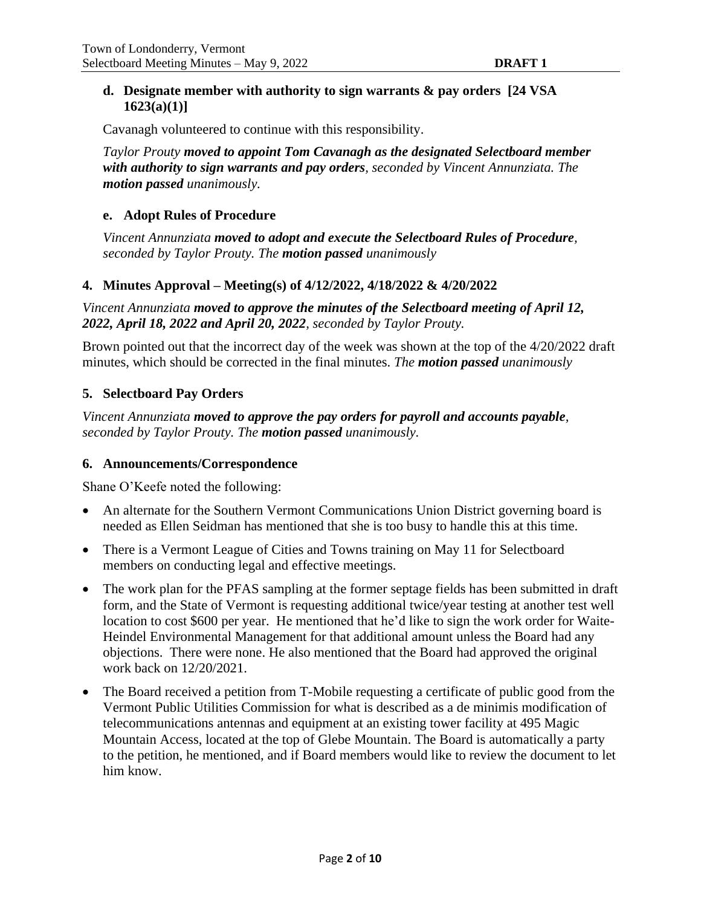### d. Designate member with authority to sign warrants & pay orders [24 VSA 1623(a)(1)]

Cavanagh volunteered to continue with this responsibility.

*Taylor Prouty **moved to appoint Tom Cavanagh as the designated Selectboard member with authority to sign warrants and pay orders**, seconded by Vincent Annunziata. The **motion passed** unanimously.*

### e. Adopt Rules of Procedure

*Vincent Annunziata **moved to adopt and execute the Selectboard Rules of Procedure**, seconded by Taylor Prouty. The **motion passed** unanimously*

## 4. Minutes Approval – Meeting(s) of 4/12/2022, 4/18/2022 & 4/20/2022

*Vincent Annunziata **moved to approve the minutes of the Selectboard meeting of April 12, 2022, April 18, 2022 and April 20, 2022**, seconded by Taylor Prouty.*

Brown pointed out that the incorrect day of the week was shown at the top of the 4/20/2022 draft minutes, which should be corrected in the final minutes. *The **motion passed** unanimously*

## 5. Selectboard Pay Orders

*Vincent Annunziata **moved to approve the pay orders for payroll and accounts payable**, seconded by Taylor Prouty. The **motion passed** unanimously.*

## 6. Announcements/Correspondence

Shane O'Keefe noted the following:

- An alternate for the Southern Vermont Communications Union District governing board is needed as Ellen Seidman has mentioned that she is too busy to handle this at this time.
- There is a Vermont League of Cities and Towns training on May 11 for Selectboard members on conducting legal and effective meetings.
- The work plan for the PFAS sampling at the former septage fields has been submitted in draft form, and the State of Vermont is requesting additional twice/year testing at another test well location to cost $600 per year. He mentioned that he'd like to sign the work order for Waite-Heindel Environmental Management for that additional amount unless the Board had any objections. There were none. He also mentioned that the Board had approved the original work back on 12/20/2021.
- The Board received a petition from T-Mobile requesting a certificate of public good from the Vermont Public Utilities Commission for what is described as a de minimis modification of telecommunications antennas and equipment at an existing tower facility at 495 Magic Mountain Access, located at the top of Glebe Mountain. The Board is automatically a party to the petition, he mentioned, and if Board members would like to review the document to let him know.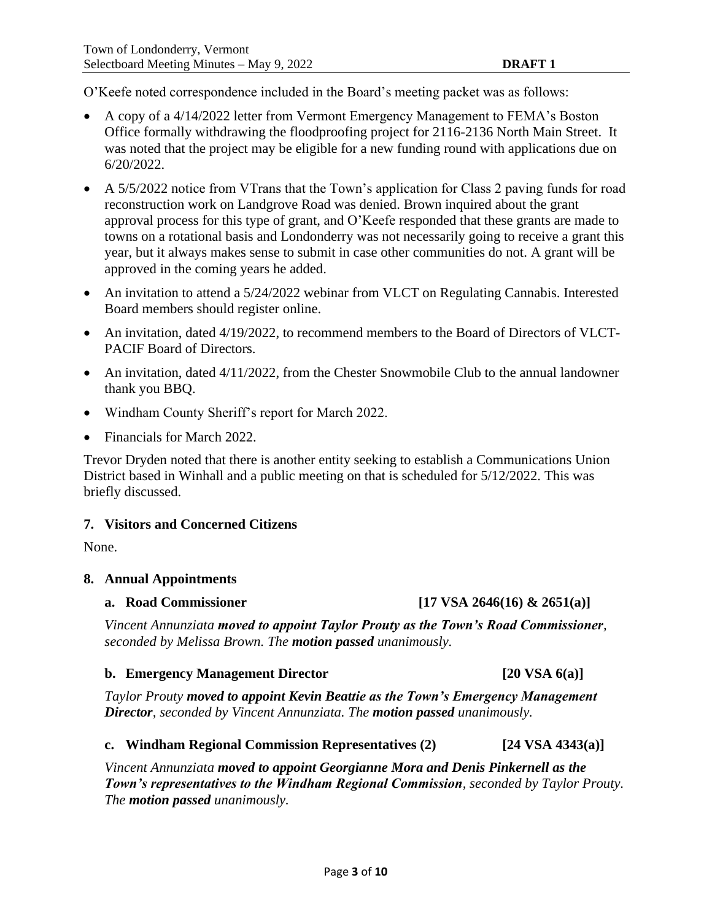O'Keefe noted correspondence included in the Board's meeting packet was as follows:

- A copy of a 4/14/2022 letter from Vermont Emergency Management to FEMA's Boston Office formally withdrawing the floodproofing project for 2116-2136 North Main Street. It was noted that the project may be eligible for a new funding round with applications due on 6/20/2022.
- A 5/5/2022 notice from VTrans that the Town's application for Class 2 paving funds for road reconstruction work on Landgrove Road was denied. Brown inquired about the grant approval process for this type of grant, and O'Keefe responded that these grants are made to towns on a rotational basis and Londonderry was not necessarily going to receive a grant this year, but it always makes sense to submit in case other communities do not. A grant will be approved in the coming years he added.
- An invitation to attend a 5/24/2022 webinar from VLCT on Regulating Cannabis. Interested Board members should register online.
- An invitation, dated 4/19/2022, to recommend members to the Board of Directors of VLCT-PACIF Board of Directors.
- An invitation, dated 4/11/2022, from the Chester Snowmobile Club to the annual landowner thank you BBQ.
- Windham County Sheriff's report for March 2022.
- Financials for March 2022.

Trevor Dryden noted that there is another entity seeking to establish a Communications Union District based in Winhall and a public meeting on that is scheduled for 5/12/2022. This was briefly discussed.

### 7. Visitors and Concerned Citizens

None.

### 8. Annual Appointments

#### a. Road Commissioner [17 VSA 2646(16) & 2651(a)]

*Vincent Annunziata **moved to appoint Taylor Prouty as the Town's Road Commissioner**, seconded by Melissa Brown. The **motion passed** unanimously.*

#### b. Emergency Management Director [20 VSA 6(a)]

*Taylor Prouty **moved to appoint Kevin Beattie as the Town's Emergency Management Director**, seconded by Vincent Annunziata. The **motion passed** unanimously.*

#### c. Windham Regional Commission Representatives (2) [24 VSA 4343(a)]

*Vincent Annunziata **moved to appoint Georgianne Mora and Denis Pinkernell as the Town's representatives to the Windham Regional Commission**, seconded by Taylor Prouty. The **motion passed** unanimously.*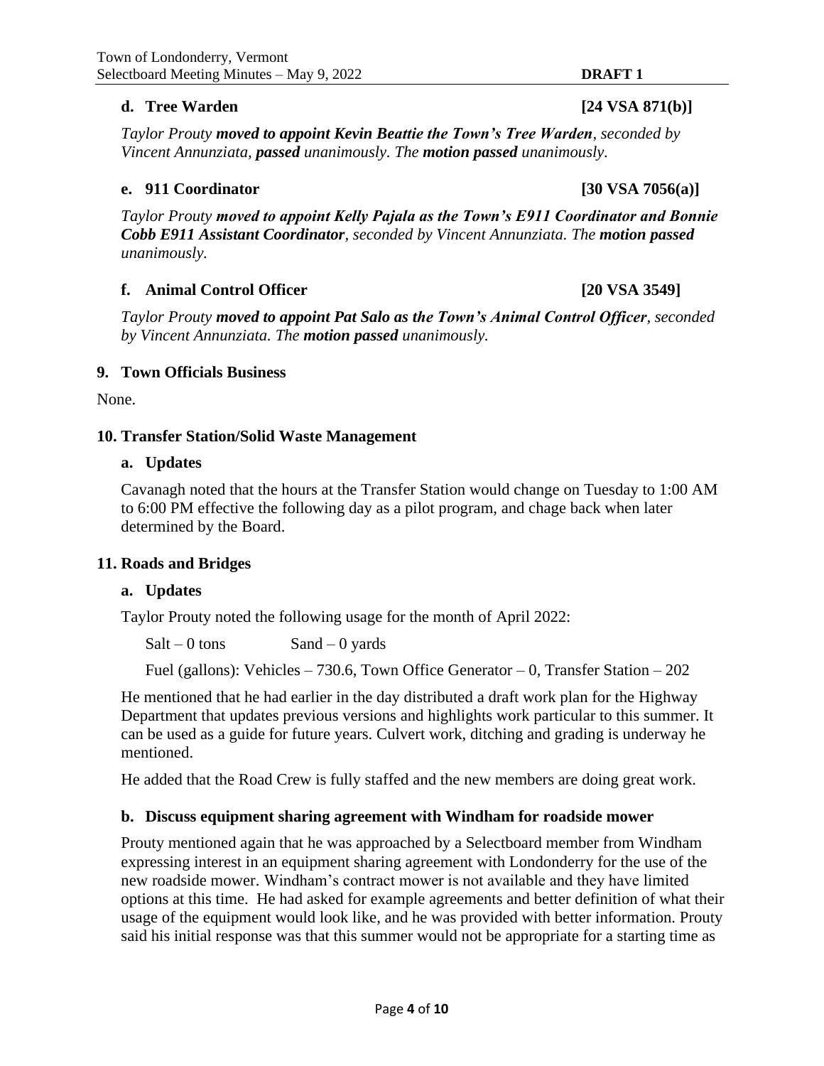### d. Tree Warden [24 VSA 871(b)]

*Taylor Prouty **moved to appoint Kevin Beattie the Town's Tree Warden**, seconded by Vincent Annunziata, **passed** unanimously. The **motion passed** unanimously.*

### e. 911 Coordinator [30 VSA 7056(a)]

*Taylor Prouty **moved to appoint Kelly Pajala as the Town's E911 Coordinator and Bonnie Cobb E911 Assistant Coordinator**, seconded by Vincent Annunziata. The **motion passed** unanimously.*

### f. Animal Control Officer [20 VSA 3549]

*Taylor Prouty **moved to appoint Pat Salo as the Town's Animal Control Officer**, seconded by Vincent Annunziata. The **motion passed** unanimously.*

## 9. Town Officials Business

None.

## 10. Transfer Station/Solid Waste Management

### a. Updates

Cavanagh noted that the hours at the Transfer Station would change on Tuesday to 1:00 AM to 6:00 PM effective the following day as a pilot program, and chage back when later determined by the Board.

## 11. Roads and Bridges

### a. Updates

Taylor Prouty noted the following usage for the month of April 2022:

Salt – 0 tons Sand – 0 yards

Fuel (gallons): Vehicles – 730.6, Town Office Generator – 0, Transfer Station – 202

He mentioned that he had earlier in the day distributed a draft work plan for the Highway Department that updates previous versions and highlights work particular to this summer. It can be used as a guide for future years. Culvert work, ditching and grading is underway he mentioned.

He added that the Road Crew is fully staffed and the new members are doing great work.

### b. Discuss equipment sharing agreement with Windham for roadside mower

Prouty mentioned again that he was approached by a Selectboard member from Windham expressing interest in an equipment sharing agreement with Londonderry for the use of the new roadside mower. Windham's contract mower is not available and they have limited options at this time. He had asked for example agreements and better definition of what their usage of the equipment would look like, and he was provided with better information. Prouty said his initial response was that this summer would not be appropriate for a starting time as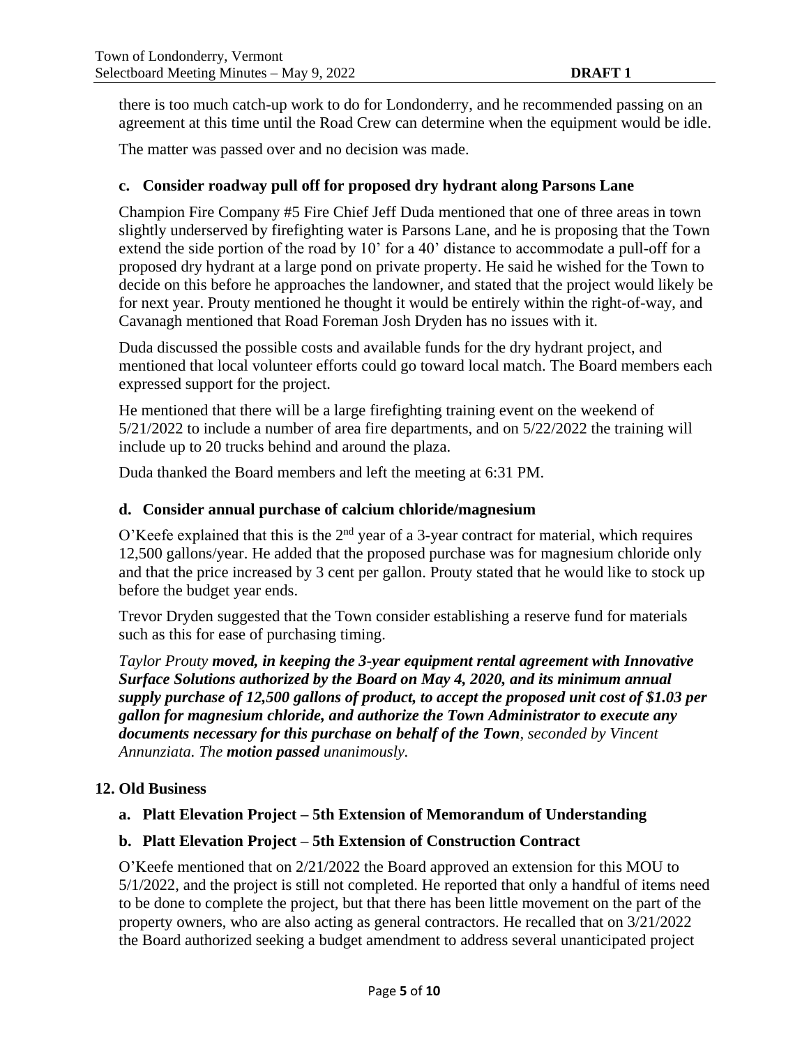there is too much catch-up work to do for Londonderry, and he recommended passing on an agreement at this time until the Road Crew can determine when the equipment would be idle.

The matter was passed over and no decision was made.

### c. Consider roadway pull off for proposed dry hydrant along Parsons Lane

Champion Fire Company #5 Fire Chief Jeff Duda mentioned that one of three areas in town slightly underserved by firefighting water is Parsons Lane, and he is proposing that the Town extend the side portion of the road by 10' for a 40' distance to accommodate a pull-off for a proposed dry hydrant at a large pond on private property. He said he wished for the Town to decide on this before he approaches the landowner, and stated that the project would likely be for next year. Prouty mentioned he thought it would be entirely within the right-of-way, and Cavanagh mentioned that Road Foreman Josh Dryden has no issues with it.

Duda discussed the possible costs and available funds for the dry hydrant project, and mentioned that local volunteer efforts could go toward local match. The Board members each expressed support for the project.

He mentioned that there will be a large firefighting training event on the weekend of 5/21/2022 to include a number of area fire departments, and on 5/22/2022 the training will include up to 20 trucks behind and around the plaza.

Duda thanked the Board members and left the meeting at 6:31 PM.

### d. Consider annual purchase of calcium chloride/magnesium

O'Keefe explained that this is the 2nd year of a 3-year contract for material, which requires 12,500 gallons/year. He added that the proposed purchase was for magnesium chloride only and that the price increased by 3 cent per gallon. Prouty stated that he would like to stock up before the budget year ends.

Trevor Dryden suggested that the Town consider establishing a reserve fund for materials such as this for ease of purchasing timing.

*Taylor Prouty* ***moved, in keeping the 3-year equipment rental agreement with Innovative Surface Solutions authorized by the Board on May 4, 2020, and its minimum annual supply purchase of 12,500 gallons of product, to accept the proposed unit cost of $1.03 per gallon for magnesium chloride, and authorize the Town Administrator to execute any documents necessary for this purchase on behalf of the Town****, seconded by Vincent Annunziata. The* ***motion passed*** *unanimously.*

## 12. Old Business

### a. Platt Elevation Project – 5th Extension of Memorandum of Understanding

### b. Platt Elevation Project – 5th Extension of Construction Contract

O'Keefe mentioned that on 2/21/2022 the Board approved an extension for this MOU to 5/1/2022, and the project is still not completed. He reported that only a handful of items need to be done to complete the project, but that there has been little movement on the part of the property owners, who are also acting as general contractors. He recalled that on 3/21/2022 the Board authorized seeking a budget amendment to address several unanticipated project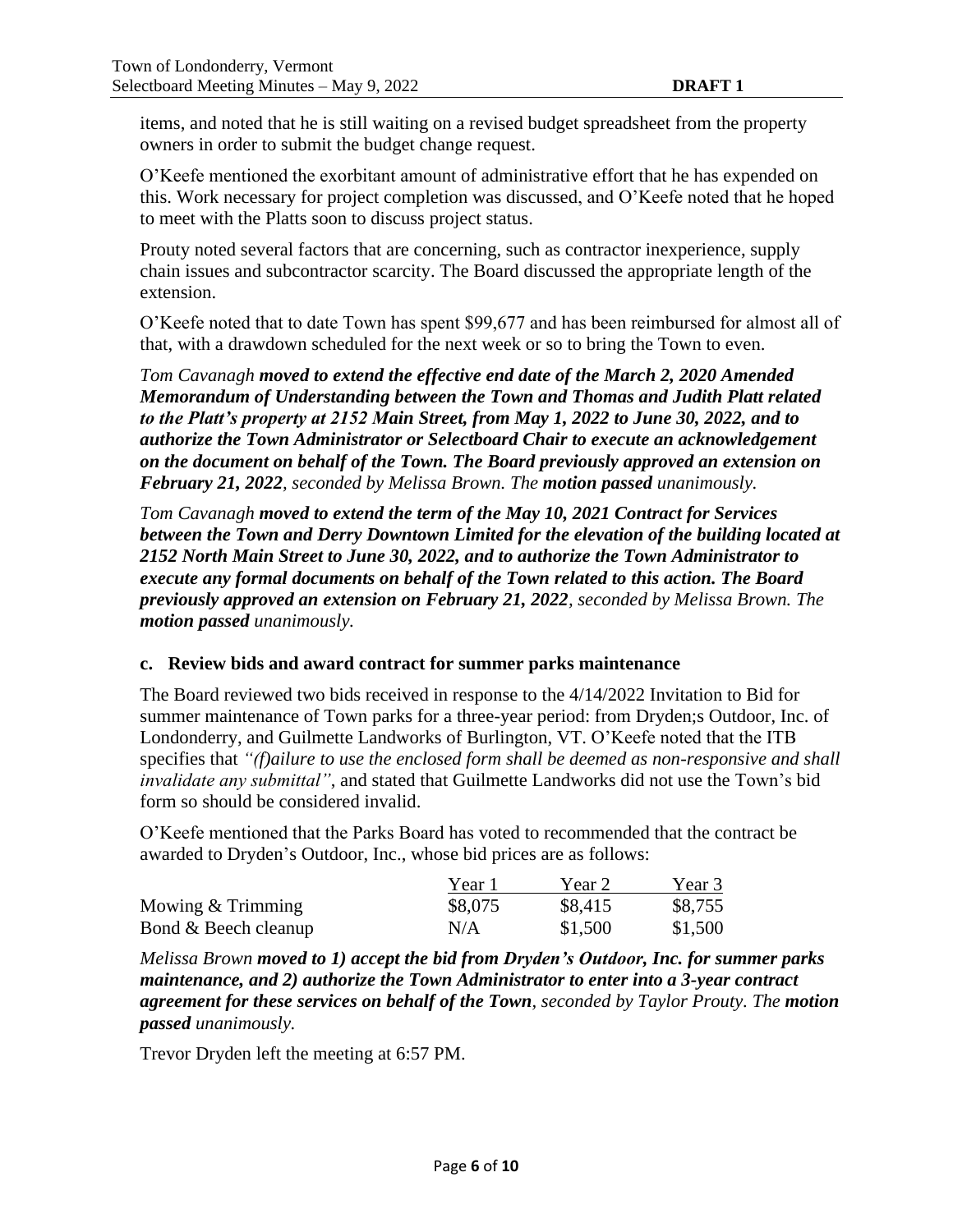items, and noted that he is still waiting on a revised budget spreadsheet from the property owners in order to submit the budget change request.

O'Keefe mentioned the exorbitant amount of administrative effort that he has expended on this. Work necessary for project completion was discussed, and O'Keefe noted that he hoped to meet with the Platts soon to discuss project status.

Prouty noted several factors that are concerning, such as contractor inexperience, supply chain issues and subcontractor scarcity. The Board discussed the appropriate length of the extension.

O'Keefe noted that to date Town has spent $99,677 and has been reimbursed for almost all of that, with a drawdown scheduled for the next week or so to bring the Town to even.

*Tom Cavanagh **moved to extend the effective end date of the March 2, 2020 Amended Memorandum of Understanding between the Town and Thomas and Judith Platt related to the Platt's property at 2152 Main Street, from May 1, 2022 to June 30, 2022, and to authorize the Town Administrator or Selectboard Chair to execute an acknowledgement on the document on behalf of the Town. The Board previously approved an extension on February 21, 2022**, seconded by Melissa Brown. The **motion passed** unanimously.*

*Tom Cavanagh **moved to extend the term of the May 10, 2021 Contract for Services between the Town and Derry Downtown Limited for the elevation of the building located at 2152 North Main Street to June 30, 2022, and to authorize the Town Administrator to execute any formal documents on behalf of the Town related to this action. The Board previously approved an extension on February 21, 2022**, seconded by Melissa Brown. The **motion passed** unanimously.*

### c. Review bids and award contract for summer parks maintenance

The Board reviewed two bids received in response to the 4/14/2022 Invitation to Bid for summer maintenance of Town parks for a three-year period: from Dryden;s Outdoor, Inc. of Londonderry, and Guilmette Landworks of Burlington, VT. O'Keefe noted that the ITB specifies that *"(f)ailure to use the enclosed form shall be deemed as non-responsive and shall invalidate any submittal"*, and stated that Guilmette Landworks did not use the Town's bid form so should be considered invalid.

O'Keefe mentioned that the Parks Board has voted to recommended that the contract be awarded to Dryden's Outdoor, Inc., whose bid prices are as follows:

| | Year 1 | Year 2 | Year 3 |
|---|---|---|---|
| Mowing & Trimming | $8,075 | $8,415 | $8,755 |
| Bond & Beech cleanup | N/A | $1,500 | $1,500 |

*Melissa Brown **moved to 1) accept the bid from Dryden's Outdoor, Inc. for summer parks maintenance, and 2) authorize the Town Administrator to enter into a 3-year contract agreement for these services on behalf of the Town**, seconded by Taylor Prouty. The **motion passed** unanimously.*

Trevor Dryden left the meeting at 6:57 PM.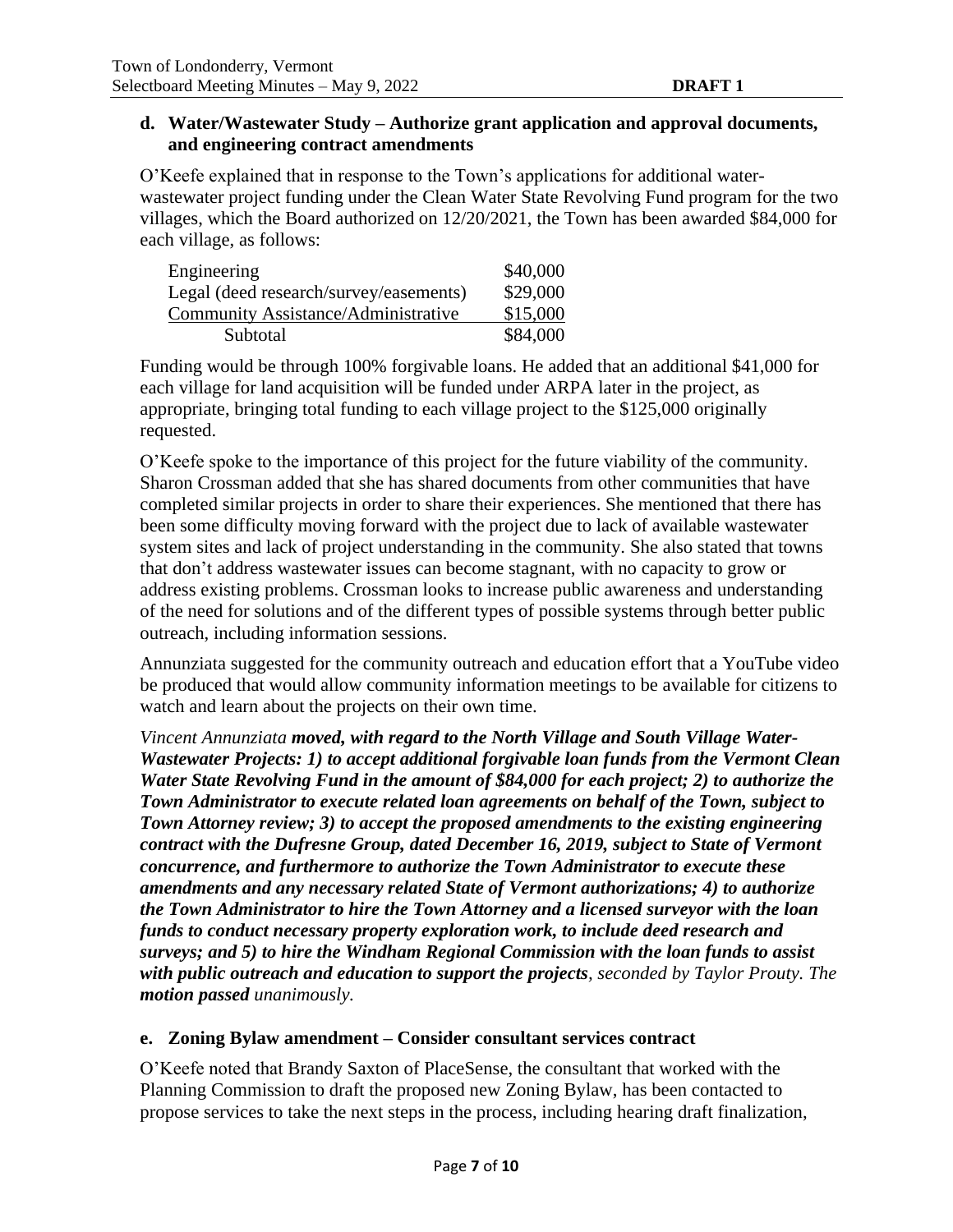### d. Water/Wastewater Study – Authorize grant application and approval documents, and engineering contract amendments

O'Keefe explained that in response to the Town's applications for additional water-wastewater project funding under the Clean Water State Revolving Fund program for the two villages, which the Board authorized on 12/20/2021, the Town has been awarded $84,000 for each village, as follows:

| | |
|---|---|
| Engineering | $40,000 |
| Legal (deed research/survey/easements) | $29,000 |
| Community Assistance/Administrative | $15,000 |
| Subtotal | $84,000 |

Funding would be through 100% forgivable loans. He added that an additional $41,000 for each village for land acquisition will be funded under ARPA later in the project, as appropriate, bringing total funding to each village project to the $125,000 originally requested.

O'Keefe spoke to the importance of this project for the future viability of the community. Sharon Crossman added that she has shared documents from other communities that have completed similar projects in order to share their experiences. She mentioned that there has been some difficulty moving forward with the project due to lack of available wastewater system sites and lack of project understanding in the community. She also stated that towns that don't address wastewater issues can become stagnant, with no capacity to grow or address existing problems. Crossman looks to increase public awareness and understanding of the need for solutions and of the different types of possible systems through better public outreach, including information sessions.

Annunziata suggested for the community outreach and education effort that a YouTube video be produced that would allow community information meetings to be available for citizens to watch and learn about the projects on their own time.

*Vincent Annunziata* ***moved, with regard to the North Village and South Village Water-Wastewater Projects: 1) to accept additional forgivable loan funds from the Vermont Clean Water State Revolving Fund in the amount of $84,000 for each project; 2) to authorize the Town Administrator to execute related loan agreements on behalf of the Town, subject to Town Attorney review; 3) to accept the proposed amendments to the existing engineering contract with the Dufresne Group, dated December 16, 2019, subject to State of Vermont concurrence, and furthermore to authorize the Town Administrator to execute these amendments and any necessary related State of Vermont authorizations; 4) to authorize the Town Administrator to hire the Town Attorney and a licensed surveyor with the loan funds to conduct necessary property exploration work, to include deed research and surveys; and 5) to hire the Windham Regional Commission with the loan funds to assist with public outreach and education to support the projects****, seconded by Taylor Prouty. The* ***motion passed*** *unanimously.*

### e. Zoning Bylaw amendment – Consider consultant services contract

O'Keefe noted that Brandy Saxton of PlaceSense, the consultant that worked with the Planning Commission to draft the proposed new Zoning Bylaw, has been contacted to propose services to take the next steps in the process, including hearing draft finalization,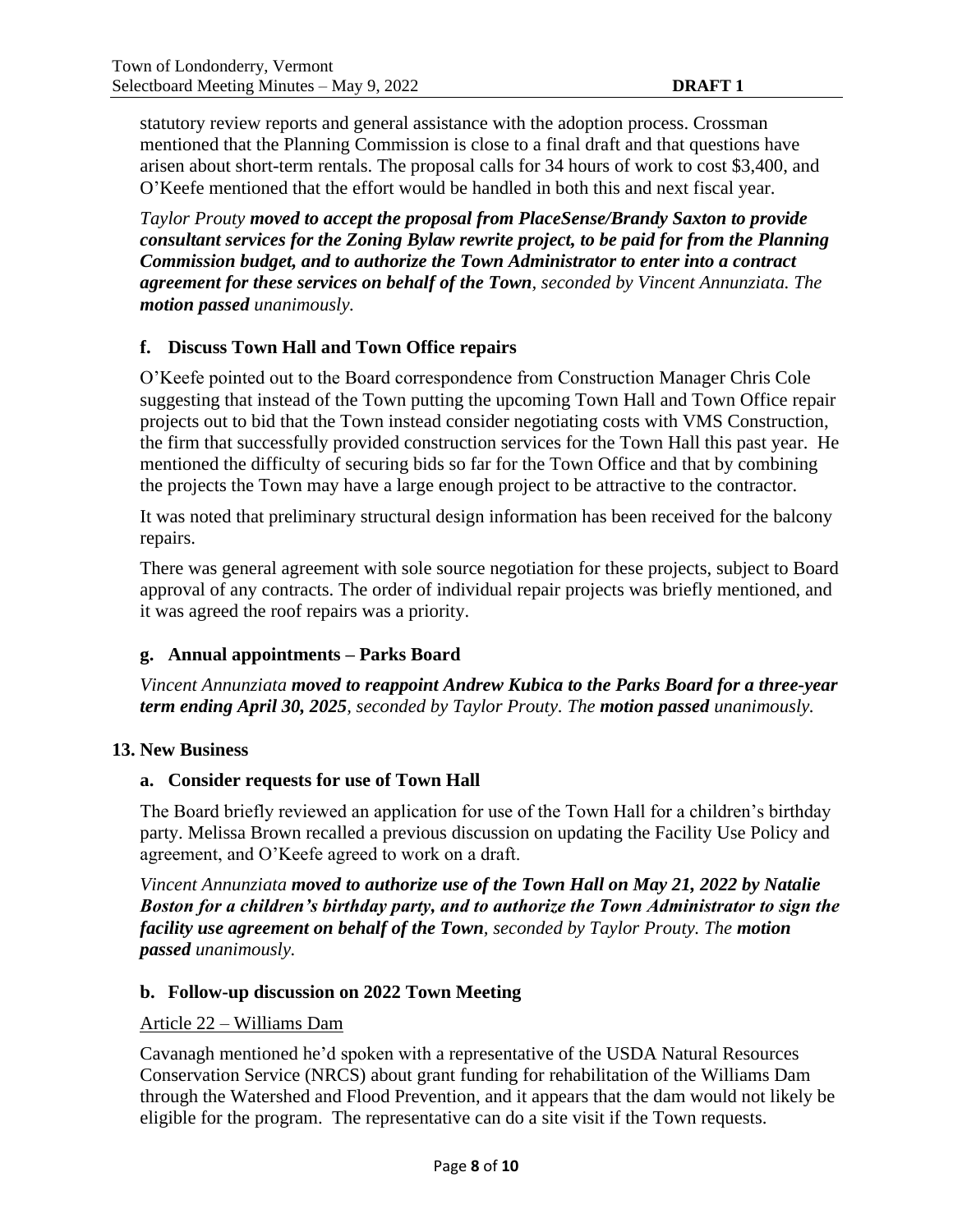statutory review reports and general assistance with the adoption process. Crossman mentioned that the Planning Commission is close to a final draft and that questions have arisen about short-term rentals. The proposal calls for 34 hours of work to cost $3,400, and O'Keefe mentioned that the effort would be handled in both this and next fiscal year.

*Taylor Prouty* ***moved to accept the proposal from PlaceSense/Brandy Saxton to provide consultant services for the Zoning Bylaw rewrite project, to be paid for from the Planning Commission budget, and to authorize the Town Administrator to enter into a contract agreement for these services on behalf of the Town****, seconded by Vincent Annunziata. The* ***motion passed*** *unanimously.*

### f. Discuss Town Hall and Town Office repairs

O'Keefe pointed out to the Board correspondence from Construction Manager Chris Cole suggesting that instead of the Town putting the upcoming Town Hall and Town Office repair projects out to bid that the Town instead consider negotiating costs with VMS Construction, the firm that successfully provided construction services for the Town Hall this past year. He mentioned the difficulty of securing bids so far for the Town Office and that by combining the projects the Town may have a large enough project to be attractive to the contractor.

It was noted that preliminary structural design information has been received for the balcony repairs.

There was general agreement with sole source negotiation for these projects, subject to Board approval of any contracts. The order of individual repair projects was briefly mentioned, and it was agreed the roof repairs was a priority.

### g. Annual appointments – Parks Board

*Vincent Annunziata* ***moved to reappoint Andrew Kubica to the Parks Board for a three-year term ending April 30, 2025****, seconded by Taylor Prouty. The* ***motion passed*** *unanimously.*

## 13. New Business

### a. Consider requests for use of Town Hall

The Board briefly reviewed an application for use of the Town Hall for a children's birthday party. Melissa Brown recalled a previous discussion on updating the Facility Use Policy and agreement, and O'Keefe agreed to work on a draft.

*Vincent Annunziata* ***moved to authorize use of the Town Hall on May 21, 2022 by Natalie Boston for a children's birthday party, and to authorize the Town Administrator to sign the facility use agreement on behalf of the Town****, seconded by Taylor Prouty. The* ***motion passed*** *unanimously.*

### b. Follow-up discussion on 2022 Town Meeting

<u>Article 22 – Williams Dam</u>

Cavanagh mentioned he'd spoken with a representative of the USDA Natural Resources Conservation Service (NRCS) about grant funding for rehabilitation of the Williams Dam through the Watershed and Flood Prevention, and it appears that the dam would not likely be eligible for the program. The representative can do a site visit if the Town requests.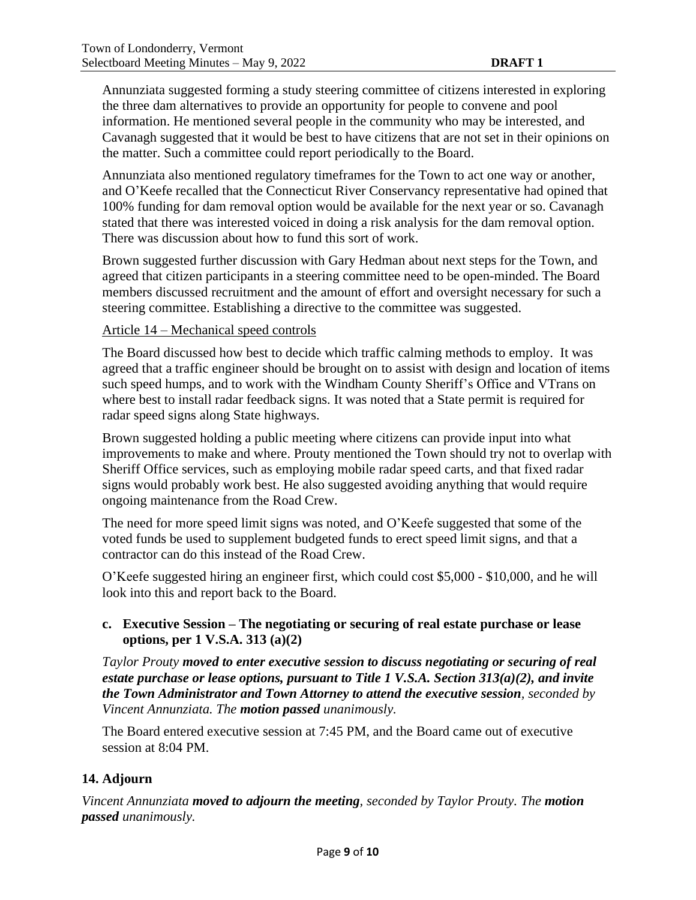Annunziata suggested forming a study steering committee of citizens interested in exploring the three dam alternatives to provide an opportunity for people to convene and pool information. He mentioned several people in the community who may be interested, and Cavanagh suggested that it would be best to have citizens that are not set in their opinions on the matter. Such a committee could report periodically to the Board.

Annunziata also mentioned regulatory timeframes for the Town to act one way or another, and O'Keefe recalled that the Connecticut River Conservancy representative had opined that 100% funding for dam removal option would be available for the next year or so. Cavanagh stated that there was interested voiced in doing a risk analysis for the dam removal option. There was discussion about how to fund this sort of work.

Brown suggested further discussion with Gary Hedman about next steps for the Town, and agreed that citizen participants in a steering committee need to be open-minded. The Board members discussed recruitment and the amount of effort and oversight necessary for such a steering committee. Establishing a directive to the committee was suggested.

<u>Article 14 – Mechanical speed controls</u>

The Board discussed how best to decide which traffic calming methods to employ. It was agreed that a traffic engineer should be brought on to assist with design and location of items such speed humps, and to work with the Windham County Sheriff's Office and VTrans on where best to install radar feedback signs. It was noted that a State permit is required for radar speed signs along State highways.

Brown suggested holding a public meeting where citizens can provide input into what improvements to make and where. Prouty mentioned the Town should try not to overlap with Sheriff Office services, such as employing mobile radar speed carts, and that fixed radar signs would probably work best. He also suggested avoiding anything that would require ongoing maintenance from the Road Crew.

The need for more speed limit signs was noted, and O'Keefe suggested that some of the voted funds be used to supplement budgeted funds to erect speed limit signs, and that a contractor can do this instead of the Road Crew.

O'Keefe suggested hiring an engineer first, which could cost \$5,000 - \$10,000, and he will look into this and report back to the Board.

**c. Executive Session – The negotiating or securing of real estate purchase or lease options, per 1 V.S.A. 313 (a)(2)**

*Taylor Prouty* ***moved to enter executive session to discuss negotiating or securing of real estate purchase or lease options, pursuant to Title 1 V.S.A. Section 313(a)(2), and invite the Town Administrator and Town Attorney to attend the executive session****, seconded by Vincent Annunziata. The* ***motion passed*** *unanimously.*

The Board entered executive session at 7:45 PM, and the Board came out of executive session at 8:04 PM.

## 14. Adjourn

*Vincent Annunziata* ***moved to adjourn the meeting****, seconded by Taylor Prouty. The* ***motion passed*** *unanimously.*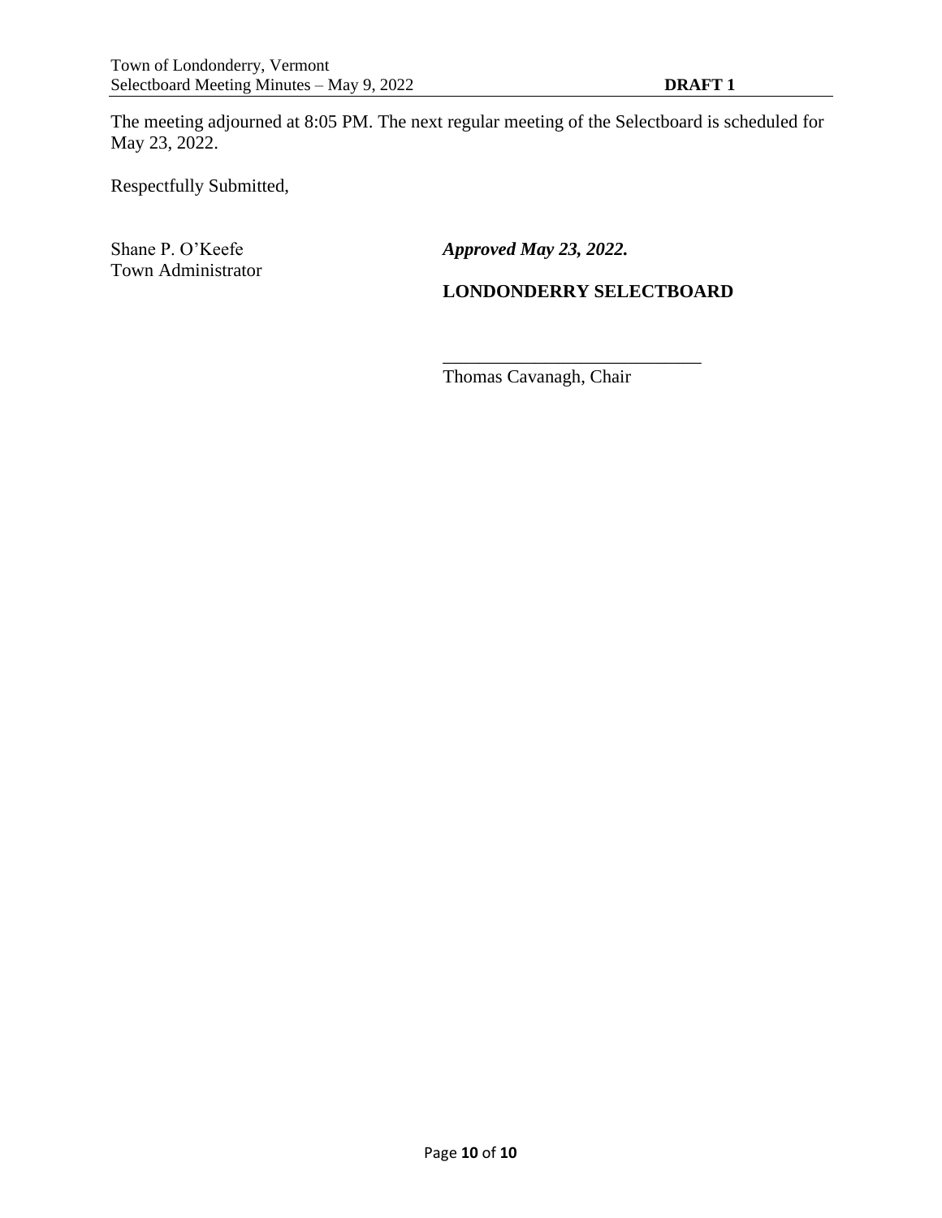The meeting adjourned at 8:05 PM. The next regular meeting of the Selectboard is scheduled for May 23, 2022.

Respectfully Submitted,

Shane P. O'Keefe
Town Administrator

***Approved May 23, 2022.***

**LONDONDERRY SELECTBOARD**

\_\_\_\_\_\_\_\_\_\_\_\_\_\_\_\_\_\_\_\_\_\_\_\_\_\_\_\_
Thomas Cavanagh, Chair